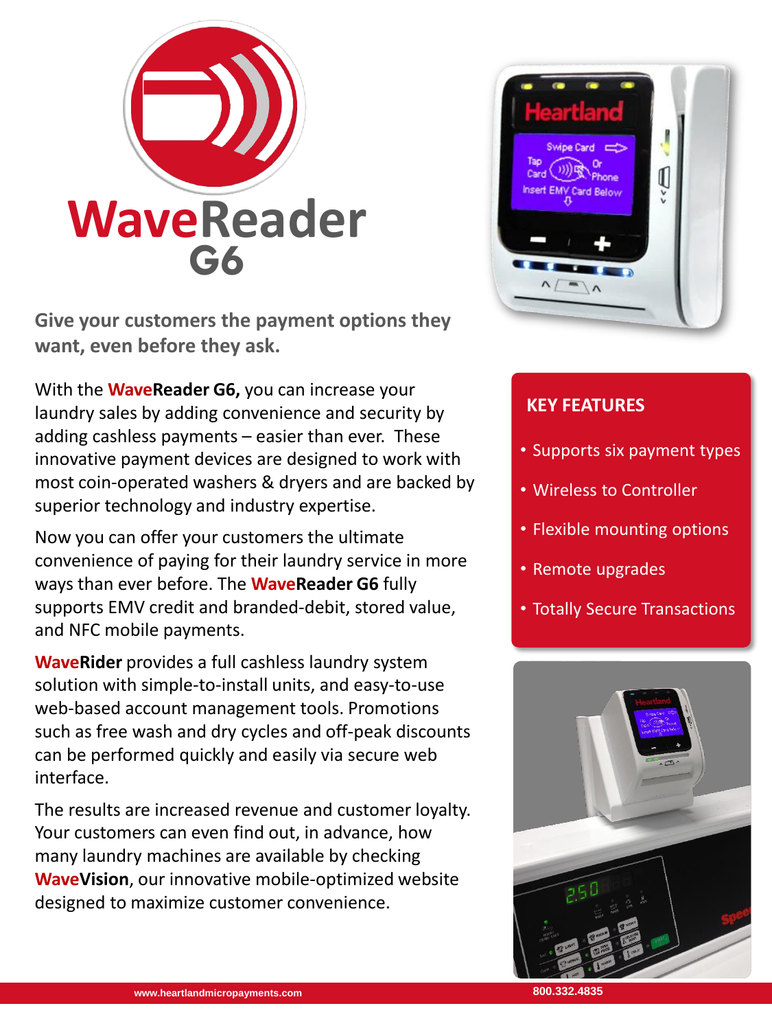# WaveReader G6

**Give your customers the payment options they want, even before they ask.**

With the **WaveReader G6,** you can increase your laundry sales by adding convenience and security by adding cashless payments – easier than ever. These innovative payment devices are designed to work with most coin-operated washers & dryers and are backed by superior technology and industry expertise.

Now you can offer your customers the ultimate convenience of paying for their laundry service in more ways than ever before. The **WaveReader G6** fully supports EMV credit and branded-debit, stored value, and NFC mobile payments.

**WaveRider** provides a full cashless laundry system solution with simple-to-install units, and easy-to-use web-based account management tools. Promotions such as free wash and dry cycles and off-peak discounts can be performed quickly and easily via secure web interface.

The results are increased revenue and customer loyalty. Your customers can even find out, in advance, how many laundry machines are available by checking **WaveVision**, our innovative mobile-optimized website designed to maximize customer convenience.

## KEY FEATURES

- Supports six payment types
- Wireless to Controller
- Flexible mounting options
- Remote upgrades
- Totally Secure Transactions

www.heartlandmicropayments.com 800.332.4835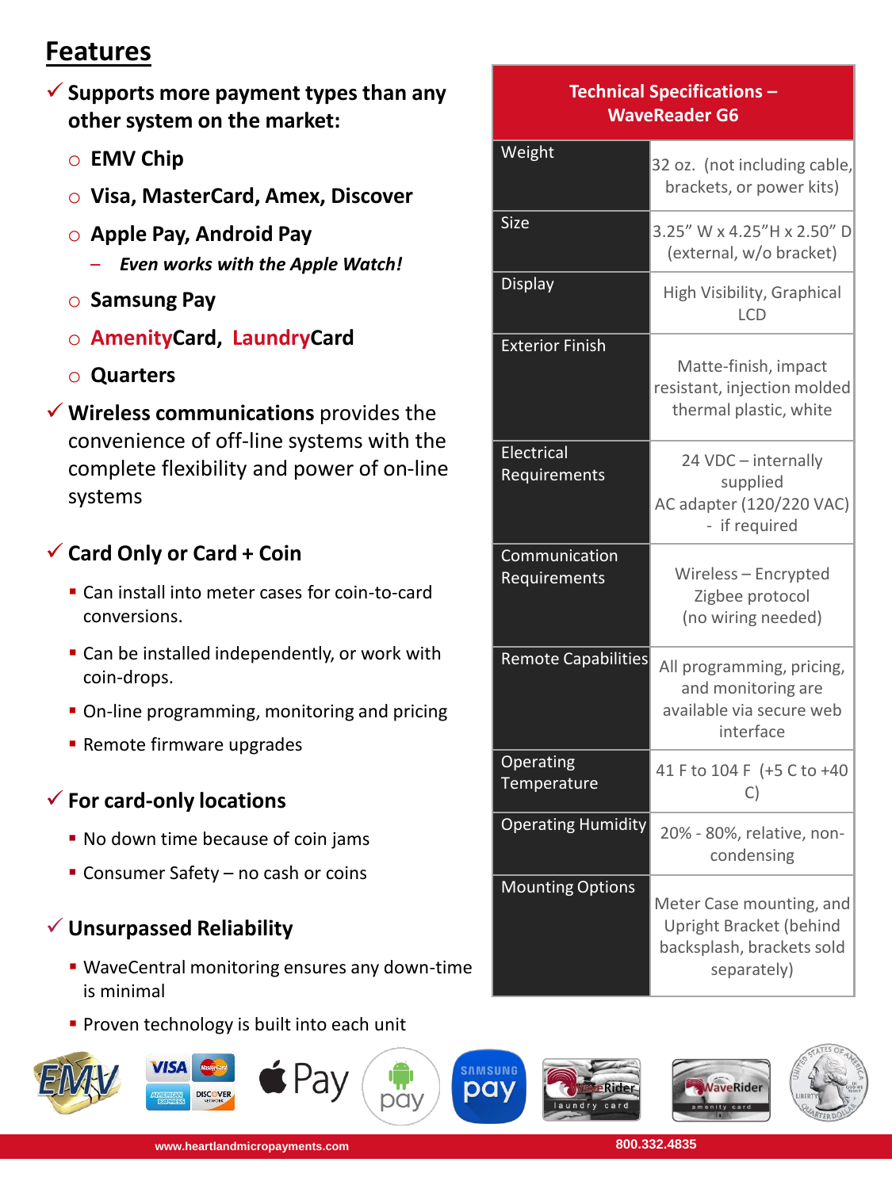## Features

- ✓ **Supports more payment types than any other system on the market:**
  - **EMV Chip**
  - **Visa, MasterCard, Amex, Discover**
  - **Apple Pay, Android Pay**
    - ***Even works with the Apple Watch!***
  - **Samsung Pay**
  - **AmenityCard, LaundryCard**
  - **Quarters**
- ✓ **Wireless communications** provides the convenience of off-line systems with the complete flexibility and power of on-line systems
- ✓ **Card Only or Card + Coin**
  - Can install into meter cases for coin-to-card conversions.
  - Can be installed independently, or work with coin-drops.
  - On-line programming, monitoring and pricing
  - Remote firmware upgrades
- ✓ **For card-only locations**
  - No down time because of coin jams
  - Consumer Safety – no cash or coins
- ✓ **Unsurpassed Reliability**
  - WaveCentral monitoring ensures any down-time is minimal
  - Proven technology is built into each unit

| Technical Specifications – WaveReader G6 | |
|---|---|
| Weight | 32 oz. (not including cable, brackets, or power kits) |
| Size | 3.25" W x 4.25"H x 2.50" D (external, w/o bracket) |
| Display | High Visibility, Graphical LCD |
| Exterior Finish | Matte-finish, impact resistant, injection molded thermal plastic, white |
| Electrical Requirements | 24 VDC – internally supplied AC adapter (120/220 VAC) - if required |
| Communication Requirements | Wireless – Encrypted Zigbee protocol (no wiring needed) |
| Remote Capabilities | All programming, pricing, and monitoring are available via secure web interface |
| Operating Temperature | 41 F to 104 F (+5 C to +40 C) |
| Operating Humidity | 20% - 80%, relative, non-condensing |
| Mounting Options | Meter Case mounting, and Upright Bracket (behind backsplash, brackets sold separately) |

www.heartlandmicropayments.com 800.332.4835